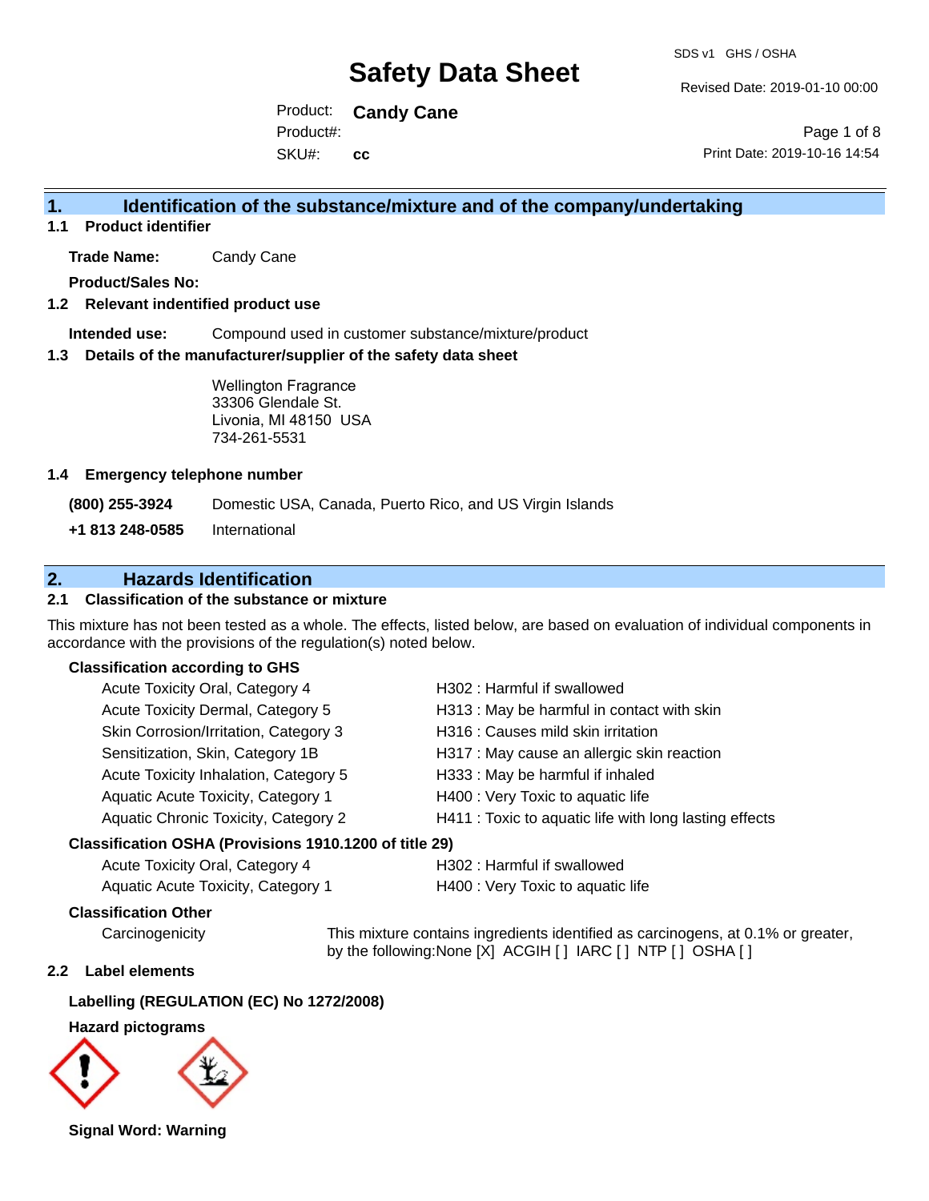# Safety Data Sheet

SDS v1 GHS / OSHA

Revised Date: 2019-01-10 00:00

Product: **Candy Cane**
Product#:
SKU#: **cc**

Print Date: 2019-10-16 14:54

## 1. Identification of the substance/mixture and of the company/undertaking

### 1.1 Product identifier

**Trade Name:** Candy Cane

**Product/Sales No:**

### 1.2 Relevant indentified product use

**Intended use:** Compound used in customer substance/mixture/product

### 1.3 Details of the manufacturer/supplier of the safety data sheet

Wellington Fragrance
33306 Glendale St.
Livonia, MI 48150 USA
734-261-5531

### 1.4 Emergency telephone number

**(800) 255-3924** Domestic USA, Canada, Puerto Rico, and US Virgin Islands

**+1 813 248-0585** International

## 2. Hazards Identification

### 2.1 Classification of the substance or mixture

This mixture has not been tested as a whole. The effects, listed below, are based on evaluation of individual components in accordance with the provisions of the regulation(s) noted below.

**Classification according to GHS**

| | |
|---|---|
| Acute Toxicity Oral, Category 4 | H302 : Harmful if swallowed |
| Acute Toxicity Dermal, Category 5 | H313 : May be harmful in contact with skin |
| Skin Corrosion/Irritation, Category 3 | H316 : Causes mild skin irritation |
| Sensitization, Skin, Category 1B | H317 : May cause an allergic skin reaction |
| Acute Toxicity Inhalation, Category 5 | H333 : May be harmful if inhaled |
| Aquatic Acute Toxicity, Category 1 | H400 : Very Toxic to aquatic life |
| Aquatic Chronic Toxicity, Category 2 | H411 : Toxic to aquatic life with long lasting effects |

**Classification OSHA (Provisions 1910.1200 of title 29)**

| | |
|---|---|
| Acute Toxicity Oral, Category 4 | H302 : Harmful if swallowed |
| Aquatic Acute Toxicity, Category 1 | H400 : Very Toxic to aquatic life |

**Classification Other**

Carcinogenicity: This mixture contains ingredients identified as carcinogens, at 0.1% or greater, by the following:None [X] ACGIH [ ] IARC [ ] NTP [ ] OSHA [ ]

### 2.2 Label elements

**Labelling (REGULATION (EC) No 1272/2008)**

**Hazard pictograms**

**Signal Word: Warning**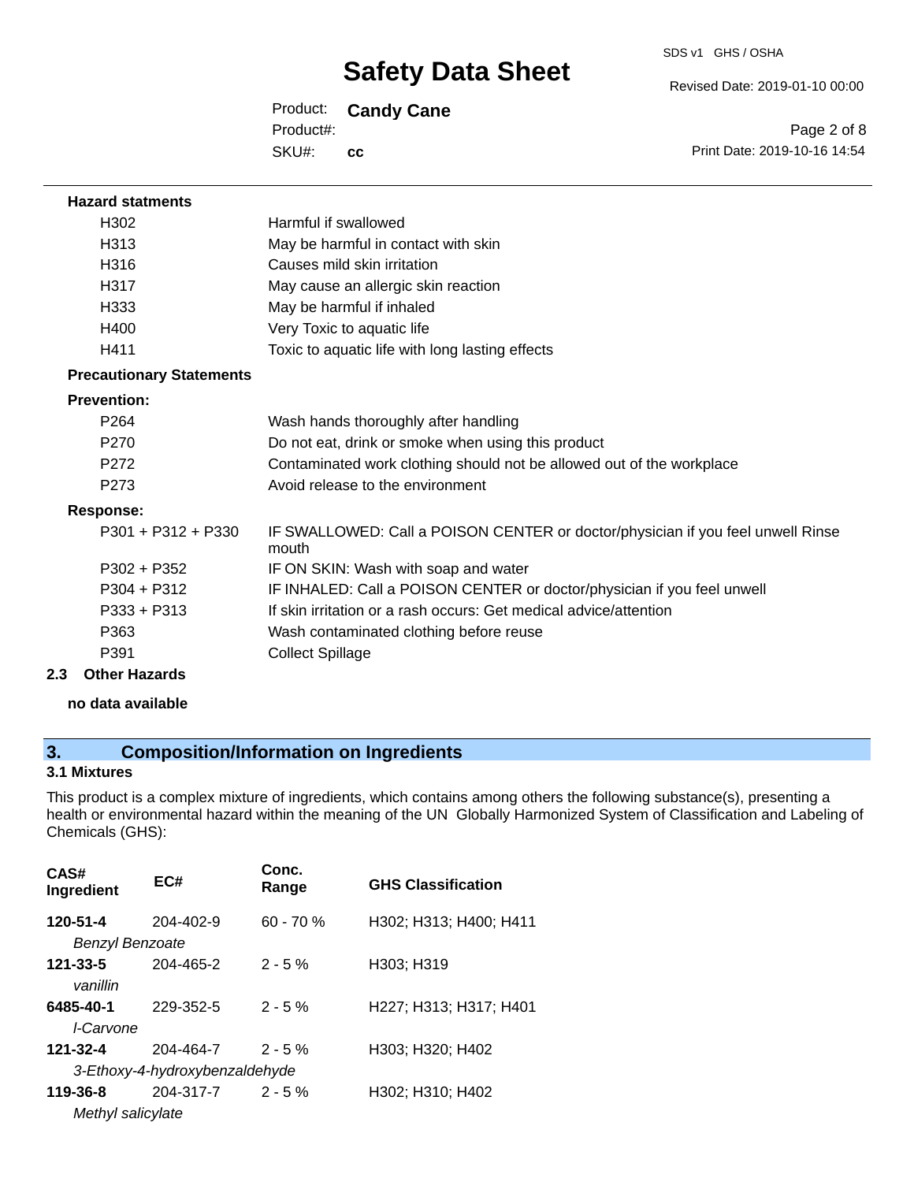**Hazard statments**

| | |
|---|---|
| H302 | Harmful if swallowed |
| H313 | May be harmful in contact with skin |
| H316 | Causes mild skin irritation |
| H317 | May cause an allergic skin reaction |
| H333 | May be harmful if inhaled |
| H400 | Very Toxic to aquatic life |
| H411 | Toxic to aquatic life with long lasting effects |

**Precautionary Statements**

**Prevention:**

| | |
|---|---|
| P264 | Wash hands thoroughly after handling |
| P270 | Do not eat, drink or smoke when using this product |
| P272 | Contaminated work clothing should not be allowed out of the workplace |
| P273 | Avoid release to the environment |

**Response:**

| | |
|---|---|
| P301 + P312 + P330 | IF SWALLOWED: Call a POISON CENTER or doctor/physician if you feel unwell Rinse mouth |
| P302 + P352 | IF ON SKIN: Wash with soap and water |
| P304 + P312 | IF INHALED: Call a POISON CENTER or doctor/physician if you feel unwell |
| P333 + P313 | If skin irritation or a rash occurs: Get medical advice/attention |
| P363 | Wash contaminated clothing before reuse |
| P391 | Collect Spillage |

### 2.3 Other Hazards

**no data available**

## 3. Composition/Information on Ingredients

### 3.1 Mixtures

This product is a complex mixture of ingredients, which contains among others the following substance(s), presenting a health or environmental hazard within the meaning of the UN Globally Harmonized System of Classification and Labeling of Chemicals (GHS):

| CAS# Ingredient | EC# | Conc. Range | GHS Classification |
|---|---|---|---|
| **120-51-4** *Benzyl Benzoate* | 204-402-9 | 60 - 70 % | H302; H313; H400; H411 |
| **121-33-5** *vanillin* | 204-465-2 | 2 - 5 % | H303; H319 |
| **6485-40-1** *l-Carvone* | 229-352-5 | 2 - 5 % | H227; H313; H317; H401 |
| **121-32-4** *3-Ethoxy-4-hydroxybenzaldehyde* | 204-464-7 | 2 - 5 % | H303; H320; H402 |
| **119-36-8** *Methyl salicylate* | 204-317-7 | 2 - 5 % | H302; H310; H402 |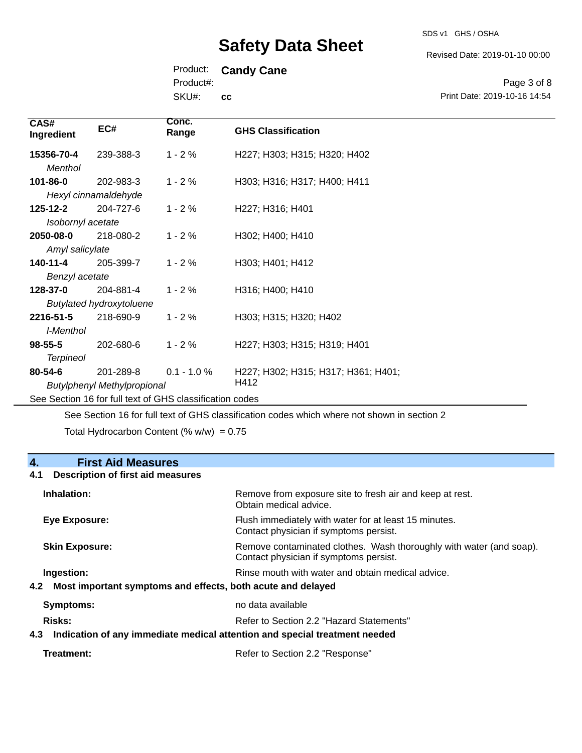| CAS# Ingredient | EC# | Conc. Range | GHS Classification |
|---|---|---|---|
| **15356-70-4** *Menthol* | 239-388-3 | 1 - 2 % | H227; H303; H315; H320; H402 |
| **101-86-0** *Hexyl cinnamaldehyde* | 202-983-3 | 1 - 2 % | H303; H316; H317; H400; H411 |
| **125-12-2** *Isobornyl acetate* | 204-727-6 | 1 - 2 % | H227; H316; H401 |
| **2050-08-0** *Amyl salicylate* | 218-080-2 | 1 - 2 % | H302; H400; H410 |
| **140-11-4** *Benzyl acetate* | 205-399-7 | 1 - 2 % | H303; H401; H412 |
| **128-37-0** *Butylated hydroxytoluene* | 204-881-4 | 1 - 2 % | H316; H400; H410 |
| **2216-51-5** *l-Menthol* | 218-690-9 | 1 - 2 % | H303; H315; H320; H402 |
| **98-55-5** *Terpineol* | 202-680-6 | 1 - 2 % | H227; H303; H315; H319; H401 |
| **80-54-6** *Butylphenyl Methylpropional* | 201-289-8 | 0.1 - 1.0 % | H227; H302; H315; H317; H361; H401; H412 |

See Section 16 for full text of GHS classification codes

See Section 16 for full text of GHS classification codes which where not shown in section 2

Total Hydrocarbon Content (% w/w) = 0.75

## 4. First Aid Measures

### 4.1 Description of first aid measures

**Inhalation:** Remove from exposure site to fresh air and keep at rest. Obtain medical advice.

**Eye Exposure:** Flush immediately with water for at least 15 minutes. Contact physician if symptoms persist.

**Skin Exposure:** Remove contaminated clothes. Wash thoroughly with water (and soap). Contact physician if symptoms persist.

**Ingestion:** Rinse mouth with water and obtain medical advice.

### 4.2 Most important symptoms and effects, both acute and delayed

**Symptoms:** no data available

**Risks:** Refer to Section 2.2 "Hazard Statements"

### 4.3 Indication of any immediate medical attention and special treatment needed

**Treatment:** Refer to Section 2.2 "Response"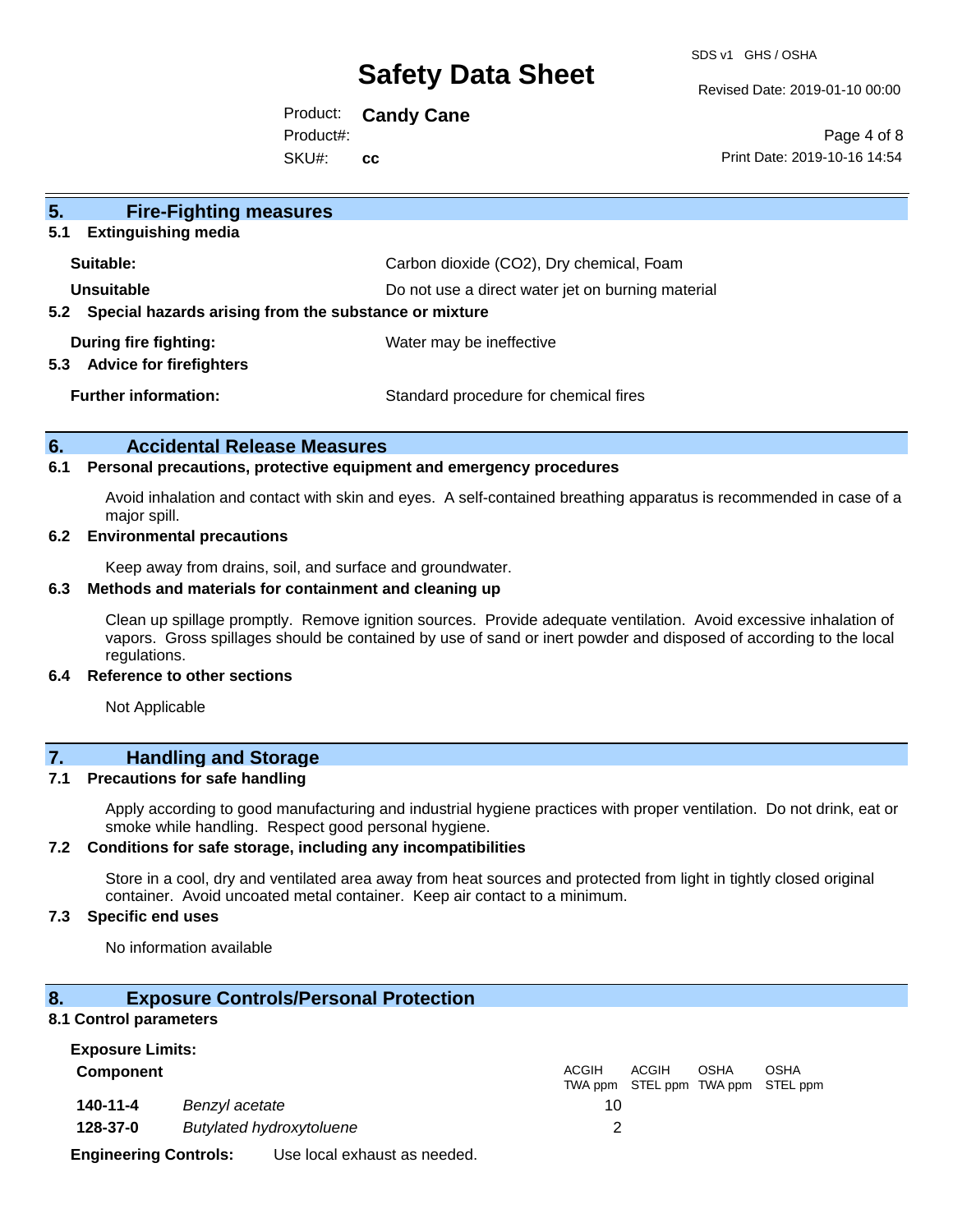## 5. Fire-Fighting measures

### 5.1 Extinguishing media

**Suitable:** Carbon dioxide ($CO_2$), Dry chemical, Foam

**Unsuitable** Do not use a direct water jet on burning material

### 5.2 Special hazards arising from the substance or mixture

**During fire fighting:** Water may be ineffective

### 5.3 Advice for firefighters

**Further information:** Standard procedure for chemical fires

## 6. Accidental Release Measures

### 6.1 Personal precautions, protective equipment and emergency procedures

Avoid inhalation and contact with skin and eyes. A self-contained breathing apparatus is recommended in case of a major spill.

### 6.2 Environmental precautions

Keep away from drains, soil, and surface and groundwater.

### 6.3 Methods and materials for containment and cleaning up

Clean up spillage promptly. Remove ignition sources. Provide adequate ventilation. Avoid excessive inhalation of vapors. Gross spillages should be contained by use of sand or inert powder and disposed of according to the local regulations.

### 6.4 Reference to other sections

Not Applicable

## 7. Handling and Storage

### 7.1 Precautions for safe handling

Apply according to good manufacturing and industrial hygiene practices with proper ventilation. Do not drink, eat or smoke while handling. Respect good personal hygiene.

### 7.2 Conditions for safe storage, including any incompatibilities

Store in a cool, dry and ventilated area away from heat sources and protected from light in tightly closed original container. Avoid uncoated metal container. Keep air contact to a minimum.

### 7.3 Specific end uses

No information available

## 8. Exposure Controls/Personal Protection

### 8.1 Control parameters

**Exposure Limits:**

| Component | | ACGIH TWA ppm | ACGIH STEL ppm | OSHA TWA ppm | OSHA STEL ppm |
|---|---|---|---|---|---|
| 140-11-4 | *Benzyl acetate* | 10 | | | |
| 128-37-0 | *Butylated hydroxytoluene* | 2 | | | |

**Engineering Controls:** Use local exhaust as needed.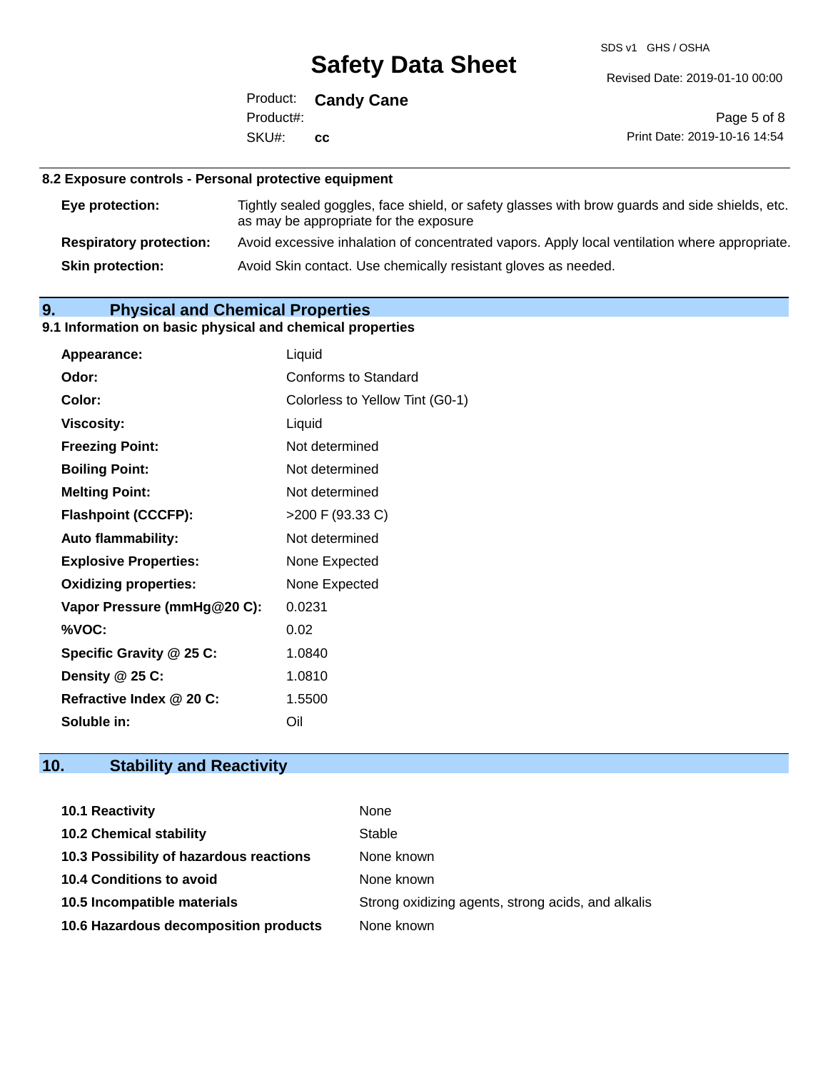### 8.2 Exposure controls - Personal protective equipment

| | |
|---|---|
| **Eye protection:** | Tightly sealed goggles, face shield, or safety glasses with brow guards and side shields, etc. as may be appropriate for the exposure |
| **Respiratory protection:** | Avoid excessive inhalation of concentrated vapors. Apply local ventilation where appropriate. |
| **Skin protection:** | Avoid Skin contact. Use chemically resistant gloves as needed. |

## 9. Physical and Chemical Properties

### 9.1 Information on basic physical and chemical properties

| | |
|---|---|
| **Appearance:** | Liquid |
| **Odor:** | Conforms to Standard |
| **Color:** | Colorless to Yellow Tint (G0-1) |
| **Viscosity:** | Liquid |
| **Freezing Point:** | Not determined |
| **Boiling Point:** | Not determined |
| **Melting Point:** | Not determined |
| **Flashpoint (CCCFP):** | >200 F (93.33 C) |
| **Auto flammability:** | Not determined |
| **Explosive Properties:** | None Expected |
| **Oxidizing properties:** | None Expected |
| **Vapor Pressure (mmHg@20 C):** | 0.0231 |
| **%VOC:** | 0.02 |
| **Specific Gravity @ 25 C:** | 1.0840 |
| **Density @ 25 C:** | 1.0810 |
| **Refractive Index @ 20 C:** | 1.5500 |
| **Soluble in:** | Oil |

## 10. Stability and Reactivity

| | |
|---|---|
| **10.1 Reactivity** | None |
| **10.2 Chemical stability** | Stable |
| **10.3 Possibility of hazardous reactions** | None known |
| **10.4 Conditions to avoid** | None known |
| **10.5 Incompatible materials** | Strong oxidizing agents, strong acids, and alkalis |
| **10.6 Hazardous decomposition products** | None known |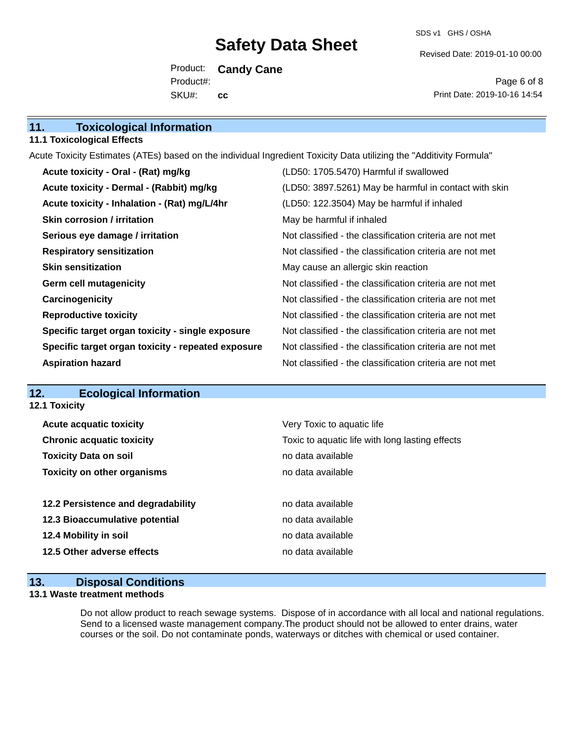## 11. Toxicological Information

### 11.1 Toxicological Effects

Acute Toxicity Estimates (ATEs) based on the individual Ingredient Toxicity Data utilizing the "Additivity Formula"

| | |
|---|---|
| **Acute toxicity - Oral - (Rat) mg/kg** | (LD50: 1705.5470) Harmful if swallowed |
| **Acute toxicity - Dermal - (Rabbit) mg/kg** | (LD50: 3897.5261) May be harmful in contact with skin |
| **Acute toxicity - Inhalation - (Rat) mg/L/4hr** | (LD50: 122.3504) May be harmful if inhaled |
| **Skin corrosion / irritation** | May be harmful if inhaled |
| **Serious eye damage / irritation** | Not classified - the classification criteria are not met |
| **Respiratory sensitization** | Not classified - the classification criteria are not met |
| **Skin sensitization** | May cause an allergic skin reaction |
| **Germ cell mutagenicity** | Not classified - the classification criteria are not met |
| **Carcinogenicity** | Not classified - the classification criteria are not met |
| **Reproductive toxicity** | Not classified - the classification criteria are not met |
| **Specific target organ toxicity - single exposure** | Not classified - the classification criteria are not met |
| **Specific target organ toxicity - repeated exposure** | Not classified - the classification criteria are not met |
| **Aspiration hazard** | Not classified - the classification criteria are not met |

## 12. Ecological Information

### 12.1 Toxicity

| | |
|---|---|
| **Acute acquatic toxicity** | Very Toxic to aquatic life |
| **Chronic acquatic toxicity** | Toxic to aquatic life with long lasting effects |
| **Toxicity Data on soil** | no data available |
| **Toxicity on other organisms** | no data available |

| | |
|---|---|
| **12.2 Persistence and degradability** | no data available |
| **12.3 Bioaccumulative potential** | no data available |
| **12.4 Mobility in soil** | no data available |
| **12.5 Other adverse effects** | no data available |

## 13. Disposal Conditions

### 13.1 Waste treatment methods

Do not allow product to reach sewage systems. Dispose of in accordance with all local and national regulations. Send to a licensed waste management company.The product should not be allowed to enter drains, water courses or the soil. Do not contaminate ponds, waterways or ditches with chemical or used container.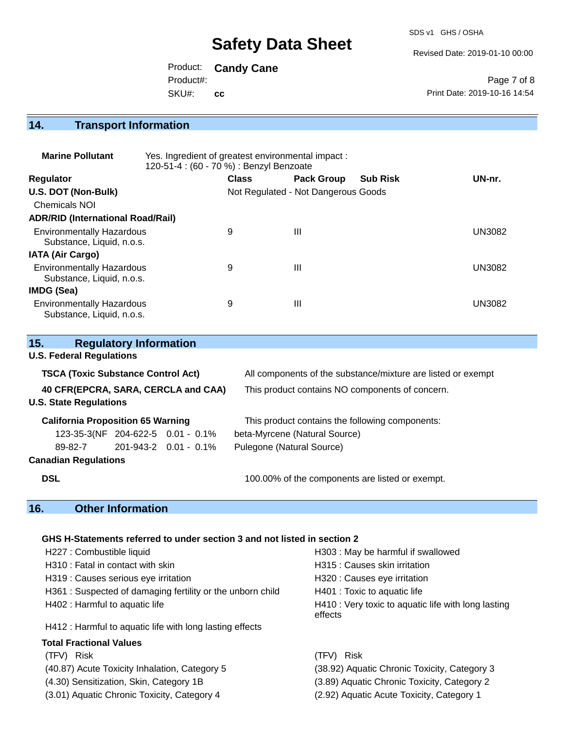## 14. Transport Information

**Marine Pollutant** Yes. Ingredient of greatest environmental impact : 120-51-4 : (60 - 70 %) : Benzyl Benzoate

| Regulator | Class | Pack Group | Sub Risk | UN-nr. |
|---|---|---|---|---|
| **U.S. DOT (Non-Bulk)** | Not Regulated - Not Dangerous Goods | | | |
| Chemicals NOI | | | | |
| **ADR/RID (International Road/Rail)** | | | | |
| Environmentally Hazardous Substance, Liquid, n.o.s. | 9 | III | | UN3082 |
| **IATA (Air Cargo)** | | | | |
| Environmentally Hazardous Substance, Liquid, n.o.s. | 9 | III | | UN3082 |
| **IMDG (Sea)** | | | | |
| Environmentally Hazardous Substance, Liquid, n.o.s. | 9 | III | | UN3082 |

## 15. Regulatory Information

**U.S. Federal Regulations**

**TSCA (Toxic Substance Control Act)** All components of the substance/mixture are listed or exempt

**40 CFR(EPCRA, SARA, CERCLA and CAA)** This product contains NO components of concern.

**U.S. State Regulations**

**California Proposition 65 Warning** This product contains the following components:

| | | | |
|---|---|---|---|
| 123-35-3(NF | 204-622-5 | 0.01 - 0.1% | beta-Myrcene (Natural Source) |
| 89-82-7 | 201-943-2 | 0.01 - 0.1% | Pulegone (Natural Source) |

**Canadian Regulations**

**DSL** 100.00% of the components are listed or exempt.

## 16. Other Information

**GHS H-Statements referred to under section 3 and not listed in section 2**

H227 : Combustible liquid
H303 : May be harmful if swallowed
H310 : Fatal in contact with skin
H315 : Causes skin irritation
H319 : Causes serious eye irritation
H320 : Causes eye irritation
H361 : Suspected of damaging fertility or the unborn child
H401 : Toxic to aquatic life
H402 : Harmful to aquatic life
H410 : Very toxic to aquatic life with long lasting effects
H412 : Harmful to aquatic life with long lasting effects

**Total Fractional Values**

| (TFV) Risk | (TFV) Risk |
|---|---|
| (40.87) Acute Toxicity Inhalation, Category 5 | (38.92) Aquatic Chronic Toxicity, Category 3 |
| (4.30) Sensitization, Skin, Category 1B | (3.89) Aquatic Chronic Toxicity, Category 2 |
| (3.01) Aquatic Chronic Toxicity, Category 4 | (2.92) Aquatic Acute Toxicity, Category 1 |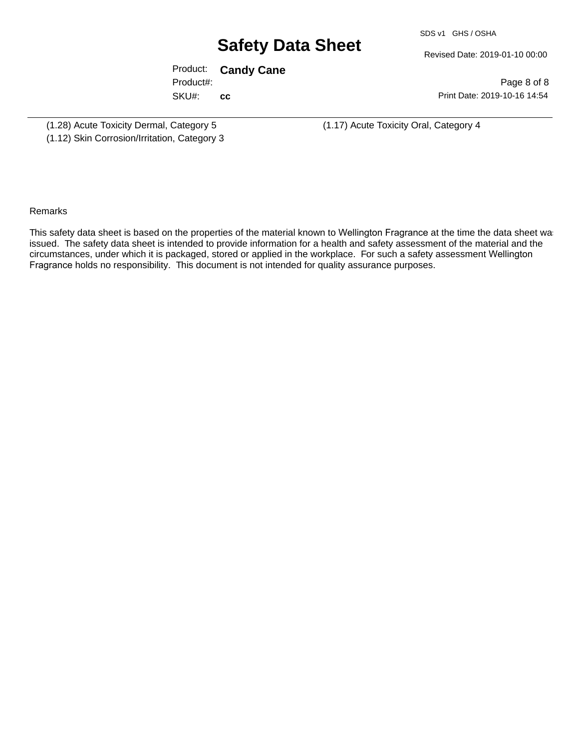(1.28) Acute Toxicity Dermal, Category 5

(1.17) Acute Toxicity Oral, Category 4

(1.12) Skin Corrosion/Irritation, Category 3

Remarks

This safety data sheet is based on the properties of the material known to Wellington Fragrance at the time the data sheet was issued. The safety data sheet is intended to provide information for a health and safety assessment of the material and the circumstances, under which it is packaged, stored or applied in the workplace. For such a safety assessment Wellington Fragrance holds no responsibility. This document is not intended for quality assurance purposes.